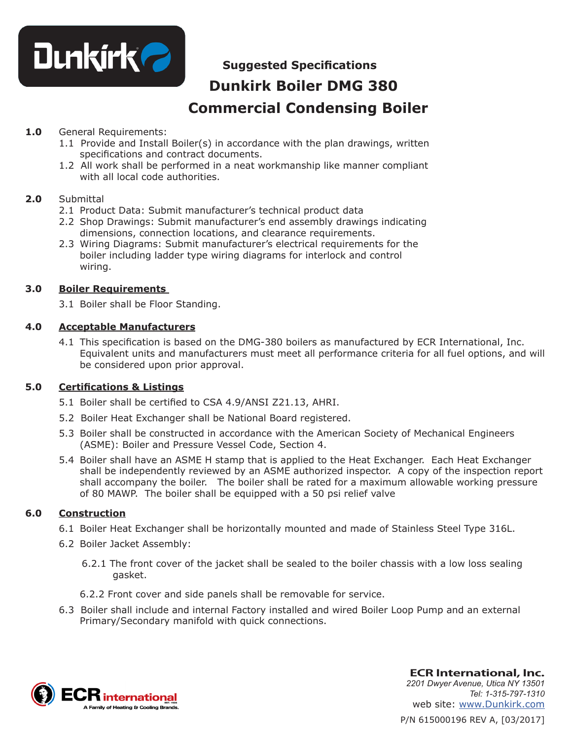## Suggested Specifications

# Dunkirk Boiler DMG 380

# Commercial Condensing Boiler

**1.0** General Requirements:

1.1 Provide and Install Boiler(s) in accordance with the plan drawings, written specifications and contract documents.

1.2 All work shall be performed in a neat workmanship like manner compliant with all local code authorities.

**2.0** Submittal

2.1 Product Data: Submit manufacturer's technical product data

2.2 Shop Drawings: Submit manufacturer's end assembly drawings indicating dimensions, connection locations, and clearance requirements.

2.3 Wiring Diagrams: Submit manufacturer's electrical requirements for the boiler including ladder type wiring diagrams for interlock and control wiring.

**3.0** **Boiler Requirements**

3.1 Boiler shall be Floor Standing.

**4.0** **Acceptable Manufacturers**

4.1 This specification is based on the DMG-380 boilers as manufactured by ECR International, Inc. Equivalent units and manufacturers must meet all performance criteria for all fuel options, and will be considered upon prior approval.

**5.0** **Certifications & Listings**

5.1 Boiler shall be certified to CSA 4.9/ANSI Z21.13, AHRI.

5.2 Boiler Heat Exchanger shall be National Board registered.

5.3 Boiler shall be constructed in accordance with the American Society of Mechanical Engineers (ASME): Boiler and Pressure Vessel Code, Section 4.

5.4 Boiler shall have an ASME H stamp that is applied to the Heat Exchanger. Each Heat Exchanger shall be independently reviewed by an ASME authorized inspector. A copy of the inspection report shall accompany the boiler. The boiler shall be rated for a maximum allowable working pressure of 80 MAWP. The boiler shall be equipped with a 50 psi relief valve

**6.0** **Construction**

6.1 Boiler Heat Exchanger shall be horizontally mounted and made of Stainless Steel Type 316L.

6.2 Boiler Jacket Assembly:

6.2.1 The front cover of the jacket shall be sealed to the boiler chassis with a low loss sealing gasket.

6.2.2 Front cover and side panels shall be removable for service.

6.3 Boiler shall include and internal Factory installed and wired Boiler Loop Pump and an external Primary/Secondary manifold with quick connections.

**ECR International, Inc.**
*2201 Dwyer Avenue, Utica NY 13501*
*Tel: 1-315-797-1310*
web site: www.Dunkirk.com

P/N 615000196 REV A, [03/2017]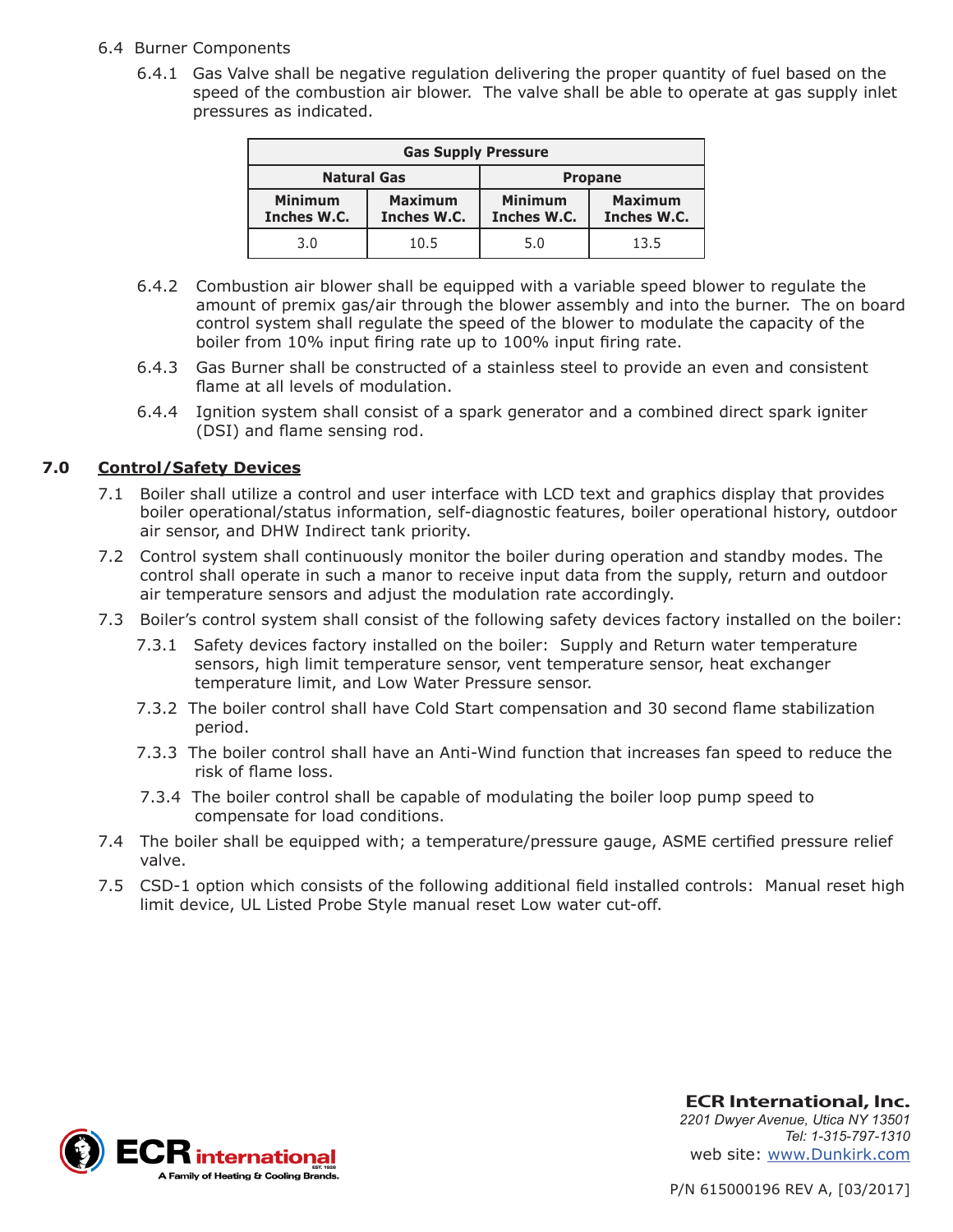6.4 Burner Components

6.4.1 Gas Valve shall be negative regulation delivering the proper quantity of fuel based on the speed of the combustion air blower. The valve shall be able to operate at gas supply inlet pressures as indicated.

| Gas Supply Pressure | | | |
|---|---|---|---|
| Natural Gas | | Propane | |
| Minimum Inches W.C. | Maximum Inches W.C. | Minimum Inches W.C. | Maximum Inches W.C. |
| 3.0 | 10.5 | 5.0 | 13.5 |

6.4.2 Combustion air blower shall be equipped with a variable speed blower to regulate the amount of premix gas/air through the blower assembly and into the burner. The on board control system shall regulate the speed of the blower to modulate the capacity of the boiler from 10% input firing rate up to 100% input firing rate.

6.4.3 Gas Burner shall be constructed of a stainless steel to provide an even and consistent flame at all levels of modulation.

6.4.4 Ignition system shall consist of a spark generator and a combined direct spark igniter (DSI) and flame sensing rod.

## 7.0 Control/Safety Devices

7.1 Boiler shall utilize a control and user interface with LCD text and graphics display that provides boiler operational/status information, self-diagnostic features, boiler operational history, outdoor air sensor, and DHW Indirect tank priority.

7.2 Control system shall continuously monitor the boiler during operation and standby modes. The control shall operate in such a manor to receive input data from the supply, return and outdoor air temperature sensors and adjust the modulation rate accordingly.

7.3 Boiler's control system shall consist of the following safety devices factory installed on the boiler:

7.3.1 Safety devices factory installed on the boiler: Supply and Return water temperature sensors, high limit temperature sensor, vent temperature sensor, heat exchanger temperature limit, and Low Water Pressure sensor.

7.3.2 The boiler control shall have Cold Start compensation and 30 second flame stabilization period.

7.3.3 The boiler control shall have an Anti-Wind function that increases fan speed to reduce the risk of flame loss.

7.3.4 The boiler control shall be capable of modulating the boiler loop pump speed to compensate for load conditions.

7.4 The boiler shall be equipped with; a temperature/pressure gauge, ASME certified pressure relief valve.

7.5 CSD-1 option which consists of the following additional field installed controls: Manual reset high limit device, UL Listed Probe Style manual reset Low water cut-off.

**ECR International, Inc.**
*2201 Dwyer Avenue, Utica NY 13501*
*Tel: 1-315-797-1310*
web site: www.Dunkirk.com

P/N 615000196 REV A, [03/2017]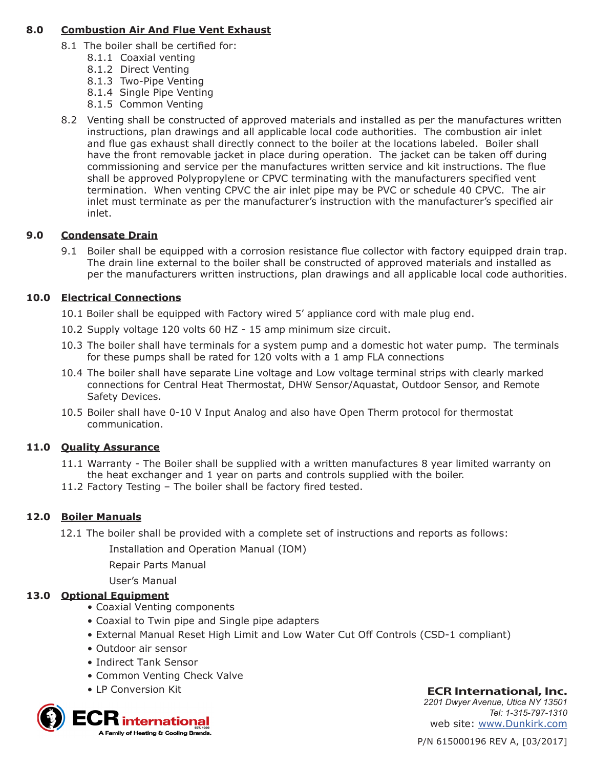## 8.0 Combustion Air And Flue Vent Exhaust

8.1 The boiler shall be certified for:

- 8.1.1 Coaxial venting
- 8.1.2 Direct Venting
- 8.1.3 Two-Pipe Venting
- 8.1.4 Single Pipe Venting
- 8.1.5 Common Venting

8.2 Venting shall be constructed of approved materials and installed as per the manufactures written instructions, plan drawings and all applicable local code authorities. The combustion air inlet and flue gas exhaust shall directly connect to the boiler at the locations labeled. Boiler shall have the front removable jacket in place during operation. The jacket can be taken off during commissioning and service per the manufactures written service and kit instructions. The flue shall be approved Polypropylene or CPVC terminating with the manufacturers specified vent termination. When venting CPVC the air inlet pipe may be PVC or schedule 40 CPVC. The air inlet must terminate as per the manufacturer's instruction with the manufacturer's specified air inlet.

## 9.0 Condensate Drain

9.1 Boiler shall be equipped with a corrosion resistance flue collector with factory equipped drain trap. The drain line external to the boiler shall be constructed of approved materials and installed as per the manufacturers written instructions, plan drawings and all applicable local code authorities.

## 10.0 Electrical Connections

10.1 Boiler shall be equipped with Factory wired 5' appliance cord with male plug end.

10.2 Supply voltage 120 volts 60 HZ - 15 amp minimum size circuit.

10.3 The boiler shall have terminals for a system pump and a domestic hot water pump. The terminals for these pumps shall be rated for 120 volts with a 1 amp FLA connections

10.4 The boiler shall have separate Line voltage and Low voltage terminal strips with clearly marked connections for Central Heat Thermostat, DHW Sensor/Aquastat, Outdoor Sensor, and Remote Safety Devices.

10.5 Boiler shall have 0-10 V Input Analog and also have Open Therm protocol for thermostat communication.

## 11.0 Quality Assurance

11.1 Warranty - The Boiler shall be supplied with a written manufactures 8 year limited warranty on the heat exchanger and 1 year on parts and controls supplied with the boiler.

11.2 Factory Testing – The boiler shall be factory fired tested.

## 12.0 Boiler Manuals

12.1 The boiler shall be provided with a complete set of instructions and reports as follows:

Installation and Operation Manual (IOM)

Repair Parts Manual

User's Manual

## 13.0 Optional Equipment

- Coaxial Venting components
- Coaxial to Twin pipe and Single pipe adapters
- External Manual Reset High Limit and Low Water Cut Off Controls (CSD-1 compliant)
- Outdoor air sensor
- Indirect Tank Sensor
- Common Venting Check Valve
- LP Conversion Kit

ECR international
A Family of Heating & Cooling Brands.

**ECR International, Inc.**
*2201 Dwyer Avenue, Utica NY 13501*
*Tel: 1-315-797-1310*
web site: www.Dunkirk.com

P/N 615000196 REV A, [03/2017]